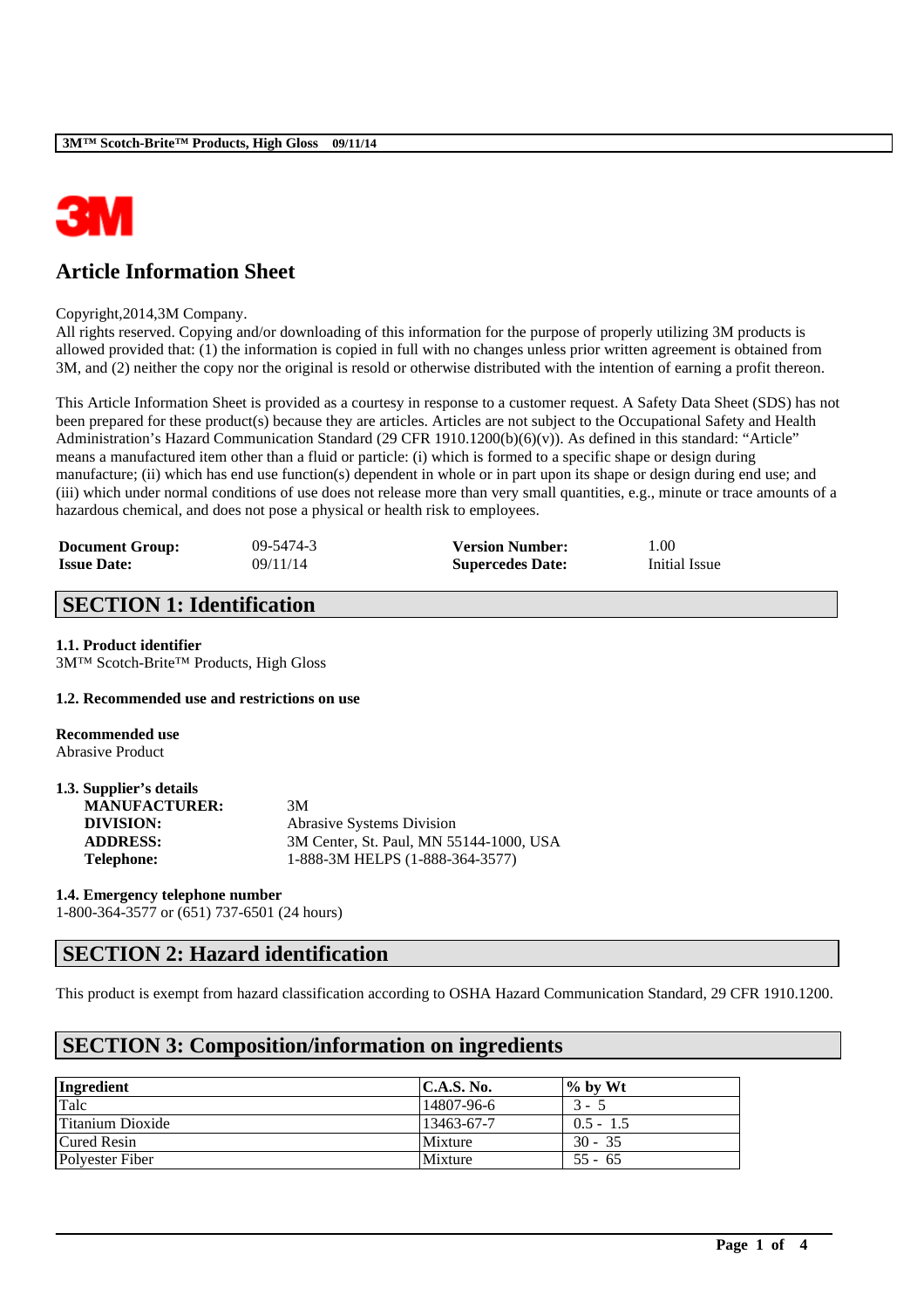# Article Information Sheet

Copyright,2014,3M Company.
All rights reserved. Copying and/or downloading of this information for the purpose of properly utilizing 3M products is allowed provided that: (1) the information is copied in full with no changes unless prior written agreement is obtained from 3M, and (2) neither the copy nor the original is resold or otherwise distributed with the intention of earning a profit thereon.

This Article Information Sheet is provided as a courtesy in response to a customer request. A Safety Data Sheet (SDS) has not been prepared for these product(s) because they are articles. Articles are not subject to the Occupational Safety and Health Administration's Hazard Communication Standard (29 CFR 1910.1200(b)(6)(v)). As defined in this standard: "Article" means a manufactured item other than a fluid or particle: (i) which is formed to a specific shape or design during manufacture; (ii) which has end use function(s) dependent in whole or in part upon its shape or design during end use; and (iii) which under normal conditions of use does not release more than very small quantities, e.g., minute or trace amounts of a hazardous chemical, and does not pose a physical or health risk to employees.

| | | | |
|---|---|---|---|
| **Document Group:** | 09-5474-3 | **Version Number:** | 1.00 |
| **Issue Date:** | 09/11/14 | **Supercedes Date:** | Initial Issue |

## SECTION 1: Identification

**1.1. Product identifier**
3M™ Scotch-Brite™ Products, High Gloss

**1.2. Recommended use and restrictions on use**

**Recommended use**
Abrasive Product

**1.3. Supplier's details**

| | |
|---|---|
| **MANUFACTURER:** | 3M |
| **DIVISION:** | Abrasive Systems Division |
| **ADDRESS:** | 3M Center, St. Paul, MN 55144-1000, USA |
| **Telephone:** | 1-888-3M HELPS (1-888-364-3577) |

**1.4. Emergency telephone number**
1-800-364-3577 or (651) 737-6501 (24 hours)

## SECTION 2: Hazard identification

This product is exempt from hazard classification according to OSHA Hazard Communication Standard, 29 CFR 1910.1200.

## SECTION 3: Composition/information on ingredients

| Ingredient | C.A.S. No. | % by Wt |
|---|---|---|
| Talc | 14807-96-6 | 3 - 5 |
| Titanium Dioxide | 13463-67-7 | 0.5 - 1.5 |
| Cured Resin | Mixture | 30 - 35 |
| Polyester Fiber | Mixture | 55 - 65 |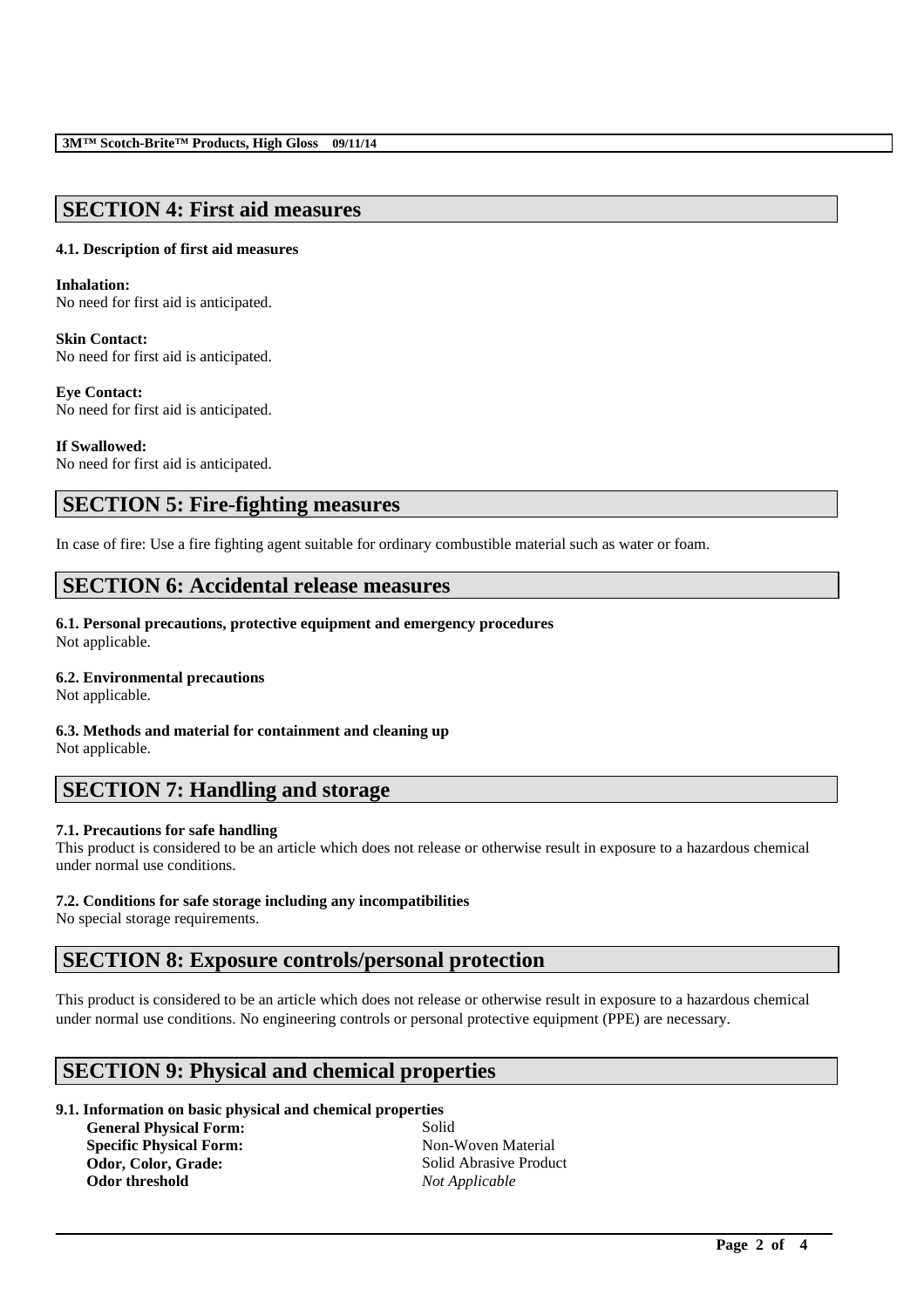## SECTION 4: First aid measures

### 4.1. Description of first aid measures

**Inhalation:**
No need for first aid is anticipated.

**Skin Contact:**
No need for first aid is anticipated.

**Eye Contact:**
No need for first aid is anticipated.

**If Swallowed:**
No need for first aid is anticipated.

## SECTION 5: Fire-fighting measures

In case of fire: Use a fire fighting agent suitable for ordinary combustible material such as water or foam.

## SECTION 6: Accidental release measures

### 6.1. Personal precautions, protective equipment and emergency procedures
Not applicable.

### 6.2. Environmental precautions
Not applicable.

### 6.3. Methods and material for containment and cleaning up
Not applicable.

## SECTION 7: Handling and storage

### 7.1. Precautions for safe handling
This product is considered to be an article which does not release or otherwise result in exposure to a hazardous chemical under normal use conditions.

### 7.2. Conditions for safe storage including any incompatibilities
No special storage requirements.

## SECTION 8: Exposure controls/personal protection

This product is considered to be an article which does not release or otherwise result in exposure to a hazardous chemical under normal use conditions. No engineering controls or personal protective equipment (PPE) are necessary.

## SECTION 9: Physical and chemical properties

### 9.1. Information on basic physical and chemical properties

| | |
|---|---|
| **General Physical Form:** | Solid |
| **Specific Physical Form:** | Non-Woven Material |
| **Odor, Color, Grade:** | Solid Abrasive Product |
| **Odor threshold** | *Not Applicable* |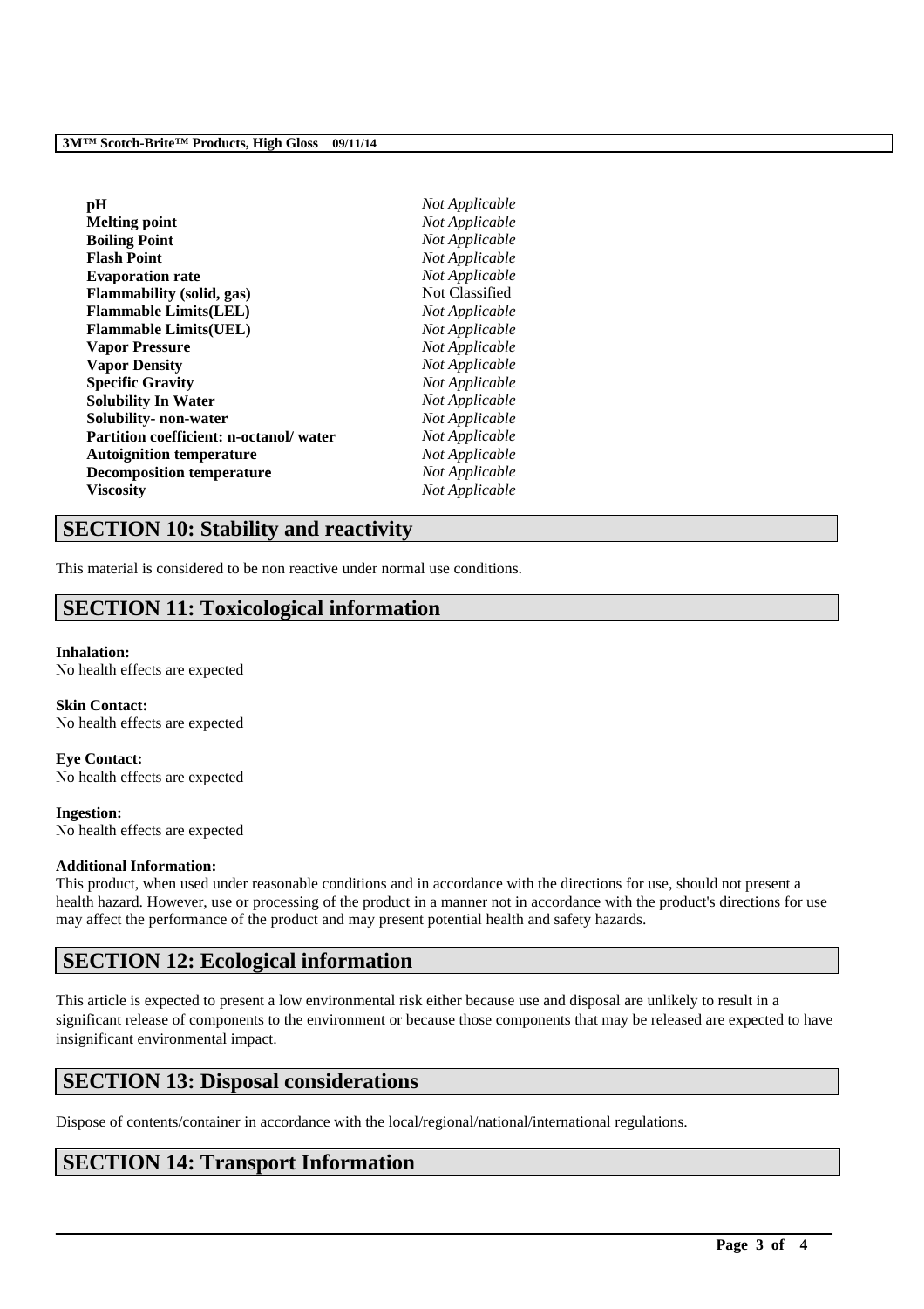| | |
|---|---|
| **pH** | *Not Applicable* |
| **Melting point** | *Not Applicable* |
| **Boiling Point** | *Not Applicable* |
| **Flash Point** | *Not Applicable* |
| **Evaporation rate** | *Not Applicable* |
| **Flammability (solid, gas)** | Not Classified |
| **Flammable Limits(LEL)** | *Not Applicable* |
| **Flammable Limits(UEL)** | *Not Applicable* |
| **Vapor Pressure** | *Not Applicable* |
| **Vapor Density** | *Not Applicable* |
| **Specific Gravity** | *Not Applicable* |
| **Solubility In Water** | *Not Applicable* |
| **Solubility- non-water** | *Not Applicable* |
| **Partition coefficient: n-octanol/ water** | *Not Applicable* |
| **Autoignition temperature** | *Not Applicable* |
| **Decomposition temperature** | *Not Applicable* |
| **Viscosity** | *Not Applicable* |

## SECTION 10: Stability and reactivity

This material is considered to be non reactive under normal use conditions.

## SECTION 11: Toxicological information

**Inhalation:**
No health effects are expected

**Skin Contact:**
No health effects are expected

**Eye Contact:**
No health effects are expected

**Ingestion:**
No health effects are expected

**Additional Information:**
This product, when used under reasonable conditions and in accordance with the directions for use, should not present a health hazard. However, use or processing of the product in a manner not in accordance with the product's directions for use may affect the performance of the product and may present potential health and safety hazards.

## SECTION 12: Ecological information

This article is expected to present a low environmental risk either because use and disposal are unlikely to result in a significant release of components to the environment or because those components that may be released are expected to have insignificant environmental impact.

## SECTION 13: Disposal considerations

Dispose of contents/container in accordance with the local/regional/national/international regulations.

## SECTION 14: Transport Information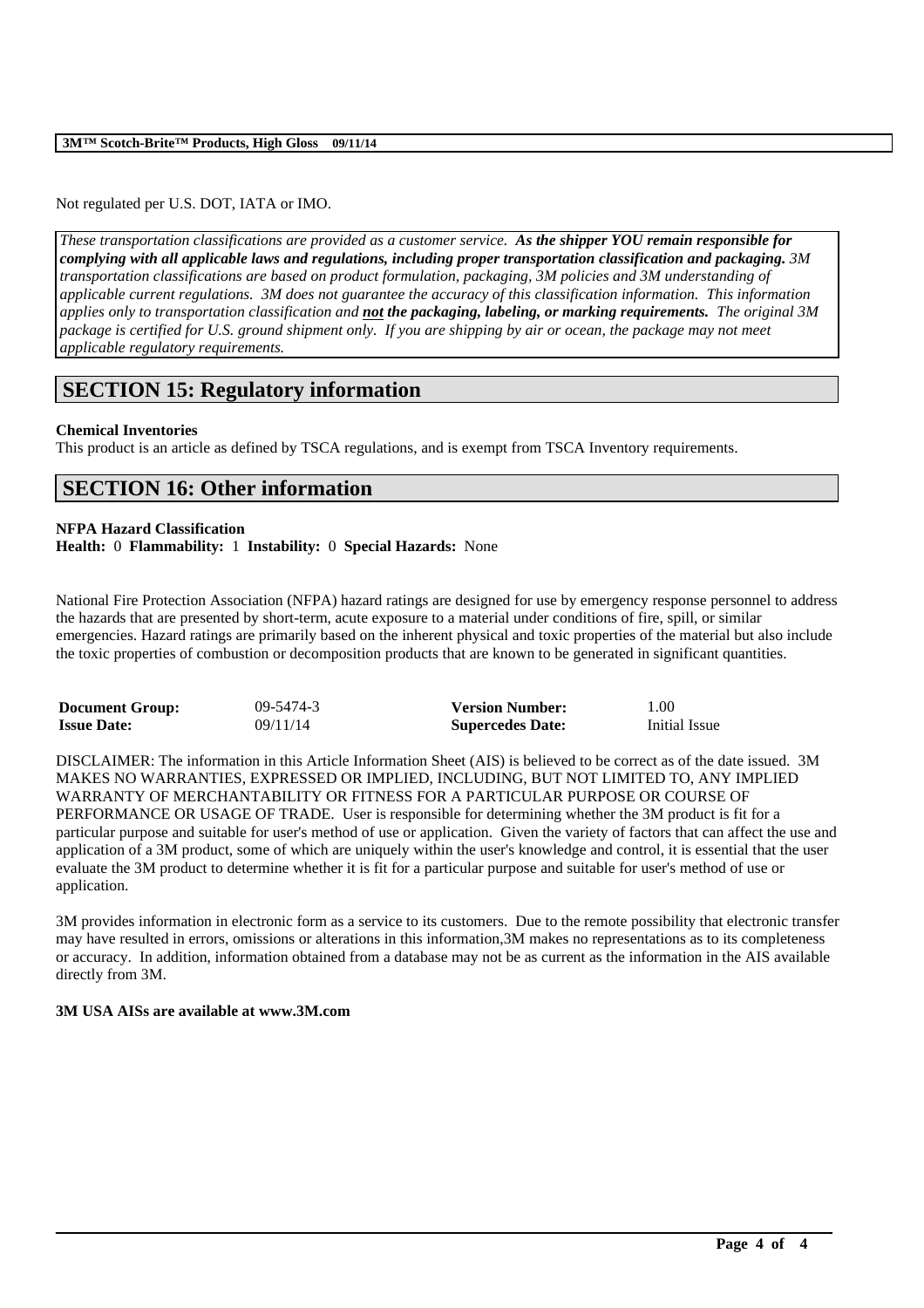Not regulated per U.S. DOT, IATA or IMO.

*These transportation classifications are provided as a customer service.* ***As the shipper YOU remain responsible for complying with all applicable laws and regulations, including proper transportation classification and packaging.*** *3M transportation classifications are based on product formulation, packaging, 3M policies and 3M understanding of applicable current regulations. 3M does not guarantee the accuracy of this classification information. This information applies only to transportation classification and* ***not the packaging, labeling, or marking requirements.*** *The original 3M package is certified for U.S. ground shipment only. If you are shipping by air or ocean, the package may not meet applicable regulatory requirements.*

## SECTION 15: Regulatory information

**Chemical Inventories**
This product is an article as defined by TSCA regulations, and is exempt from TSCA Inventory requirements.

## SECTION 16: Other information

**NFPA Hazard Classification**
**Health:** 0 **Flammability:** 1 **Instability:** 0 **Special Hazards:** None

National Fire Protection Association (NFPA) hazard ratings are designed for use by emergency response personnel to address the hazards that are presented by short-term, acute exposure to a material under conditions of fire, spill, or similar emergencies. Hazard ratings are primarily based on the inherent physical and toxic properties of the material but also include the toxic properties of combustion or decomposition products that are known to be generated in significant quantities.

| | | | |
|---|---|---|---|
| **Document Group:** | 09-5474-3 | **Version Number:** | 1.00 |
| **Issue Date:** | 09/11/14 | **Supercedes Date:** | Initial Issue |

DISCLAIMER: The information in this Article Information Sheet (AIS) is believed to be correct as of the date issued. 3M MAKES NO WARRANTIES, EXPRESSED OR IMPLIED, INCLUDING, BUT NOT LIMITED TO, ANY IMPLIED WARRANTY OF MERCHANTABILITY OR FITNESS FOR A PARTICULAR PURPOSE OR COURSE OF PERFORMANCE OR USAGE OF TRADE. User is responsible for determining whether the 3M product is fit for a particular purpose and suitable for user's method of use or application. Given the variety of factors that can affect the use and application of a 3M product, some of which are uniquely within the user's knowledge and control, it is essential that the user evaluate the 3M product to determine whether it is fit for a particular purpose and suitable for user's method of use or application.

3M provides information in electronic form as a service to its customers. Due to the remote possibility that electronic transfer may have resulted in errors, omissions or alterations in this information,3M makes no representations as to its completeness or accuracy. In addition, information obtained from a database may not be as current as the information in the AIS available directly from 3M.

**3M USA AISs are available at www.3M.com**